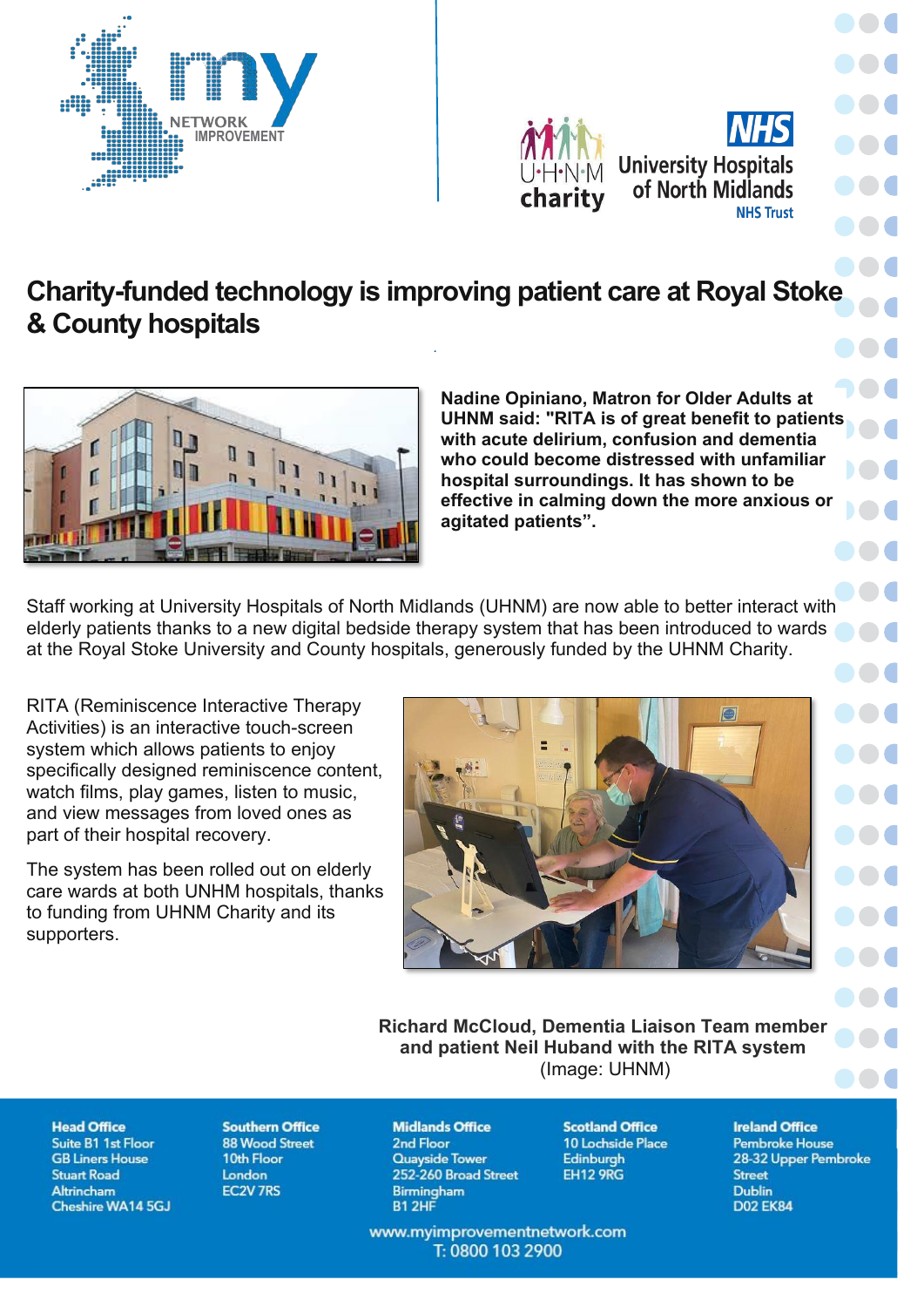# Charity-funded technology is improving patient care at Royal Stoke & County hospitals

**Nadine Opiniano, Matron for Older Adults at UHNM said: "RITA is of great benefit to patients with acute delirium, confusion and dementia who could become distressed with unfamiliar hospital surroundings. It has shown to be effective in calming down the more anxious or agitated patients".**

Staff working at University Hospitals of North Midlands (UHNM) are now able to better interact with elderly patients thanks to a new digital bedside therapy system that has been introduced to wards at the Royal Stoke University and County hospitals, generously funded by the UHNM Charity.

RITA (Reminiscence Interactive Therapy Activities) is an interactive touch-screen system which allows patients to enjoy specifically designed reminiscence content, watch films, play games, listen to music, and view messages from loved ones as part of their hospital recovery.

The system has been rolled out on elderly care wards at both UNHM hospitals, thanks to funding from UHNM Charity and its supporters.

**Richard McCloud, Dementia Liaison Team member and patient Neil Huband with the RITA system**
(Image: UHNM)

**Head Office**
Suite B1 1st Floor
GB Liners House
Stuart Road
Altrincham
Cheshire WA14 5GJ

**Southern Office**
88 Wood Street
10th Floor
London
EC2V 7RS

**Midlands Office**
2nd Floor
Quayside Tower
252-260 Broad Street
Birmingham
B1 2HF

**Scotland Office**
10 Lochside Place
Edinburgh
EH12 9RG

**Ireland Office**
Pembroke House
28-32 Upper Pembroke Street
Dublin
D02 EK84

www.myimprovementnetwork.com
T: 0800 103 2900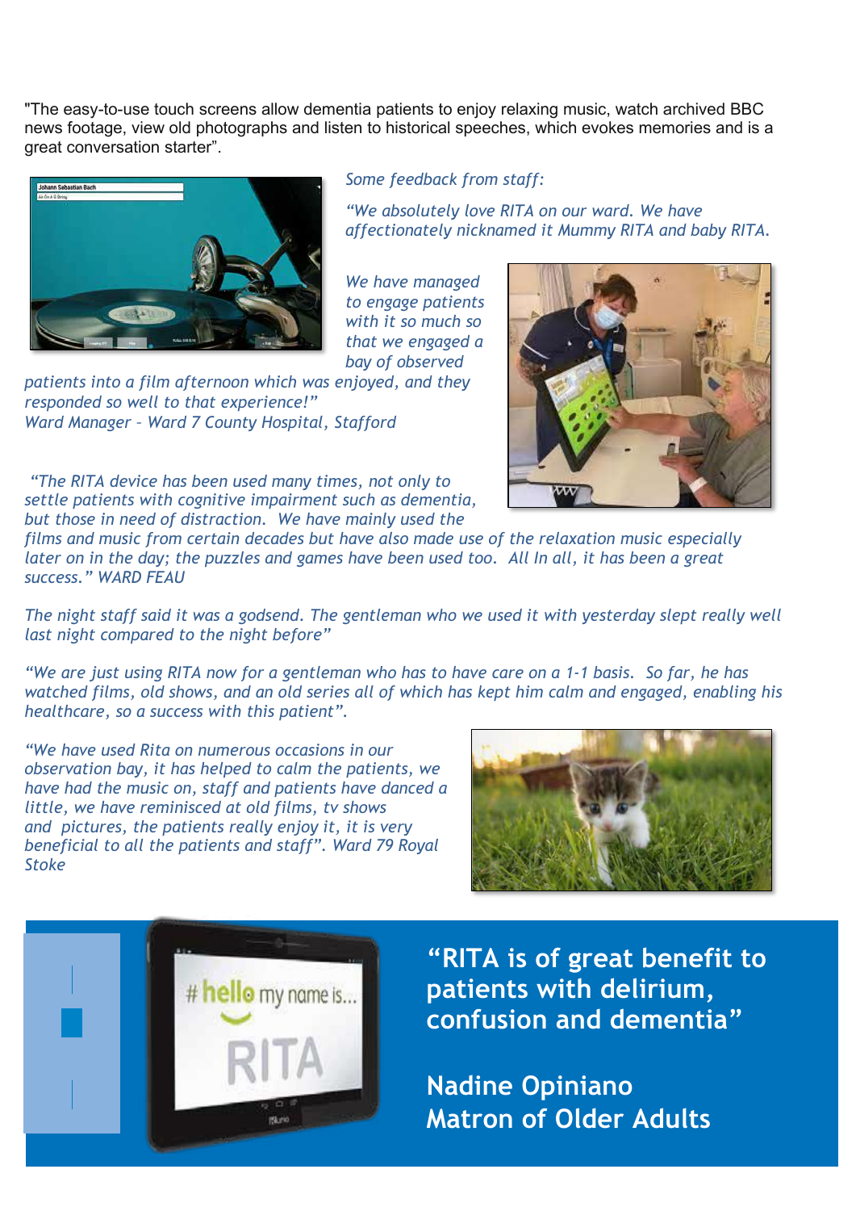"The easy-to-use touch screens allow dementia patients to enjoy relaxing music, watch archived BBC news footage, view old photographs and listen to historical speeches, which evokes memories and is a great conversation starter".

*Some feedback from staff:*

*"We absolutely love RITA on our ward. We have affectionately nicknamed it Mummy RITA and baby RITA.*

*We have managed to engage patients with it so much so that we engaged a bay of observed patients into a film afternoon which was enjoyed, and they responded so well to that experience!"*
*Ward Manager – Ward 7 County Hospital, Stafford*

*"The RITA device has been used many times, not only to settle patients with cognitive impairment such as dementia, but those in need of distraction. We have mainly used the films and music from certain decades but have also made use of the relaxation music especially later on in the day; the puzzles and games have been used too. All In all, it has been a great success." WARD FEAU*

*The night staff said it was a godsend. The gentleman who we used it with yesterday slept really well last night compared to the night before"*

*"We are just using RITA now for a gentleman who has to have care on a 1-1 basis. So far, he has watched films, old shows, and an old series all of which has kept him calm and engaged, enabling his healthcare, so a success with this patient".*

*"We have used Rita on numerous occasions in our observation bay, it has helped to calm the patients, we have had the music on, staff and patients have danced a little, we have reminisced at old films, tv shows and pictures, the patients really enjoy it, it is very beneficial to all the patients and staff". Ward 79 Royal Stoke*

**"RITA is of great benefit to patients with delirium, confusion and dementia"**

**Nadine Opiniano**
**Matron of Older Adults**